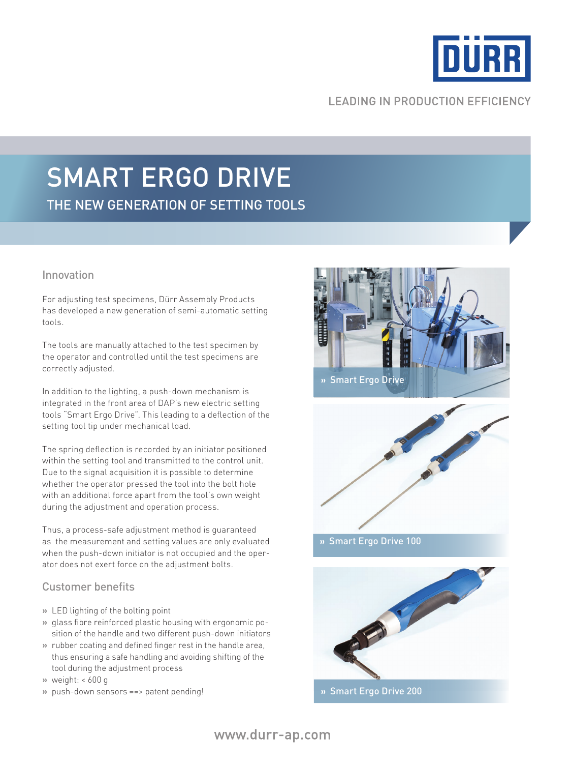LEADING IN PRODUCTION EFFICIENCY

# SMART ERGO DRIVE

## THE NEW GENERATION OF SETTING TOOLS

### Innovation

For adjusting test specimens, Dürr Assembly Products has developed a new generation of semi-automatic setting tools.

The tools are manually attached to the test specimen by the operator and controlled until the test specimens are correctly adjusted.

In addition to the lighting, a push-down mechanism is integrated in the front area of DAP's new electric setting tools "Smart Ergo Drive". This leading to a deflection of the setting tool tip under mechanical load.

The spring deflection is recorded by an initiator positioned within the setting tool and transmitted to the control unit. Due to the signal acquisition it is possible to determine whether the operator pressed the tool into the bolt hole with an additional force apart from the tool's own weight during the adjustment and operation process.

Thus, a process-safe adjustment method is guaranteed as the measurement and setting values are only evaluated when the push-down initiator is not occupied and the operator does not exert force on the adjustment bolts.

### Customer benefits

- LED lighting of the bolting point
- glass fibre reinforced plastic housing with ergonomic position of the handle and two different push-down initiators
- rubber coating and defined finger rest in the handle area, thus ensuring a safe handling and avoiding shifting of the tool during the adjustment process
- weight: < 600 g
- push-down sensors ==> patent pending!

» Smart Ergo Drive

» Smart Ergo Drive 100

» Smart Ergo Drive 200

www.durr-ap.com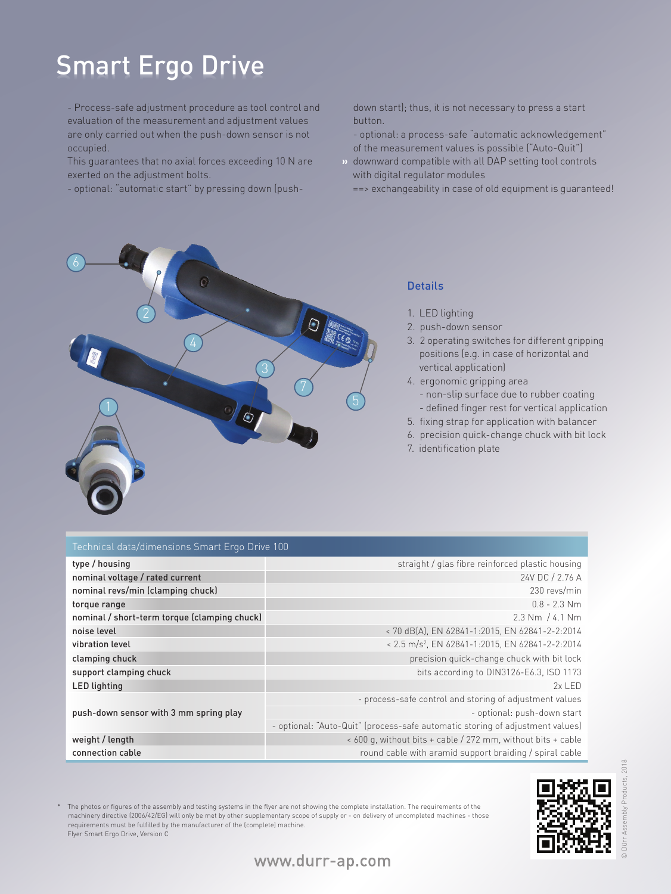# Smart Ergo Drive

- Process-safe adjustment procedure as tool control and evaluation of the measurement and adjustment values are only carried out when the push-down sensor is not occupied.
This guarantees that no axial forces exceeding 10 N are exerted on the adjustment bolts.
- optional: "automatic start" by pressing down (push-down start); thus, it is not necessary to press a start button.
- optional: a process-safe "automatic acknowledgement" of the measurement values is possible ("Auto-Quit")

» downward compatible with all DAP setting tool controls with digital regulator modules
==> exchangeability in case of old equipment is guaranteed!

### Details

1. LED lighting
2. push-down sensor
3. 2 operating switches for different gripping positions (e.g. in case of horizontal and vertical application)
4. ergonomic gripping area
   - non-slip surface due to rubber coating
   - defined finger rest for vertical application
5. fixing strap for application with balancer
6. precision quick-change chuck with bit lock
7. identification plate

| Technical data/dimensions Smart Ergo Drive 100 | |
|---|---|
| type / housing | straight / glas fibre reinforced plastic housing |
| nominal voltage / rated current | 24V DC / 2.76 A |
| nominal revs/min (clamping chuck) | 230 revs/min |
| torque range | 0.8 - 2.3 Nm |
| nominal / short-term torque (clamping chuck) | 2.3 Nm / 4.1 Nm |
| noise level | < 70 dB(A), EN 62841-1:2015, EN 62841-2-2:2014 |
| vibration level | < 2.5 m/s², EN 62841-1:2015, EN 62841-2-2:2014 |
| clamping chuck | precision quick-change chuck with bit lock |
| support clamping chuck | bits according to DIN3126-E6.3, ISO 1173 |
| LED lighting | 2x LED |
| push-down sensor with 3 mm spring play | - process-safe control and storing of adjustment values |
| | - optional: push-down start |
| | - optional: "Auto-Quit" (process-safe automatic storing of adjustment values) |
| weight / length | < 600 g, without bits + cable / 272 mm, without bits + cable |
| connection cable | round cable with aramid support braiding / spiral cable |

* The photos or figures of the assembly and testing systems in the flyer are not showing the complete installation. The requirements of the machinery directive (2006/42/EG) will only be met by other supplementary scope of supply or - on delivery of uncompleted machines - those requirements must be fulfilled by the manufacturer of the (complete) machine.
Flyer Smart Ergo Drive, Version C

© Dürr Assembly Products, 2018

www.durr-ap.com